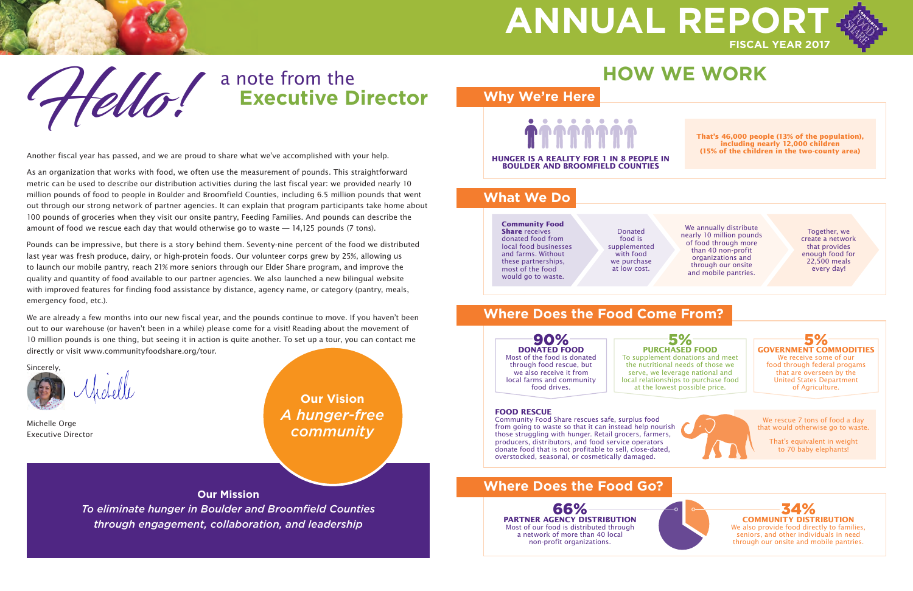# ANNUAL REPORT

FISCAL YEAR 2017

# Hello! a note from the **Executive Director**

Another fiscal year has passed, and we are proud to share what we've accomplished with your help.

As an organization that works with food, we often use the measurement of pounds. This straightforward metric can be used to describe our distribution activities during the last fiscal year: we provided nearly 10 million pounds of food to people in Boulder and Broomfield Counties, including 6.5 million pounds that went out through our strong network of partner agencies. It can explain that program participants take home about 100 pounds of groceries when they visit our onsite pantry, Feeding Families. And pounds can describe the amount of food we rescue each day that would otherwise go to waste — 14,125 pounds (7 tons).

Pounds can be impressive, but there is a story behind them. Seventy-nine percent of the food we distributed last year was fresh produce, dairy, or high-protein foods. Our volunteer corps grew by 25%, allowing us to launch our mobile pantry, reach 21% more seniors through our Elder Share program, and improve the quality and quantity of food available to our partner agencies. We also launched a new bilingual website with improved features for finding food assistance by distance, agency name, or category (pantry, meals, emergency food, etc.).

We are already a few months into our new fiscal year, and the pounds continue to move. If you haven't been out to our warehouse (or haven't been in a while) please come for a visit! Reading about the movement of 10 million pounds is one thing, but seeing it in action is quite another. To set up a tour, you can contact me directly or visit www.communityfoodshare.org/tour.

Sincerely,

Michelle

Michelle Orge
Executive Director

**Our Vision**
*A hunger-free community*

**Our Mission**
*To eliminate hunger in Boulder and Broomfield Counties through engagement, collaboration, and leadership*

# HOW WE WORK

## Why We're Here

**HUNGER IS A REALITY FOR 1 IN 8 PEOPLE IN BOULDER AND BROOMFIELD COUNTIES**

**That's 46,000 people (13% of the population), including nearly 12,000 children (15% of the children in the two-county area)**

## What We Do

**Community Food Share** receives donated food from local food businesses and farms. Without these partnerships, most of the food would go to waste.

Donated food is supplemented with food we purchase at low cost.

We annually distribute nearly 10 million pounds of food through more than 40 non-profit organizations and through our onsite and mobile pantries.

Together, we create a network that provides enough food for 22,500 meals every day!

## Where Does the Food Come From?

**90%**
**DONATED FOOD**
Most of the food is donated through food rescue, but we also receive it from local farms and community food drives.

**5%**
**PURCHASED FOOD**
To supplement donations and meet the nutritional needs of those we serve, we leverage national and local relationships to purchase food at the lowest possible price.

**5%**
**GOVERNMENT COMMODITIES**
We receive some of our food through federal progams that are overseen by the United States Department of Agriculture.

**FOOD RESCUE**
Community Food Share rescues safe, surplus food from going to waste so that it can instead help nourish those struggling with hunger. Retail grocers, farmers, producers, distributors, and food service operators donate food that is not profitable to sell, close-dated, overstocked, seasonal, or cosmetically damaged.

We rescue 7 tons of food a day that would otherwise go to waste.

That's equivalent in weight to 70 baby elephants!

## Where Does the Food Go?

**66%**
**PARTNER AGENCY DISTRIBUTION**
Most of our food is distributed through a network of more than 40 local non-profit organizations.

**34%**
**COMMUNITY DISTRIBUTION**
We also provide food directly to families, seniors, and other individuals in need through our onsite and mobile pantries.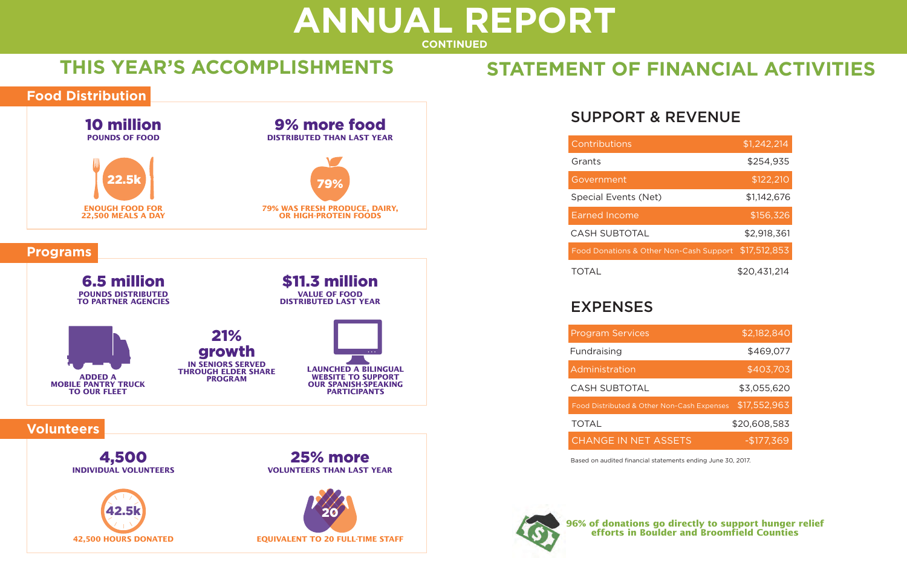# ANNUAL REPORT

CONTINUED

## THIS YEAR'S ACCOMPLISHMENTS

### Food Distribution

**10 million**
POUNDS OF FOOD

22.5k

ENOUGH FOOD FOR 22,500 MEALS A DAY

**9% more food**
DISTRIBUTED THAN LAST YEAR

79%

79% WAS FRESH PRODUCE, DAIRY, OR HIGH-PROTEIN FOODS

### Programs

**6.5 million**
POUNDS DISTRIBUTED TO PARTNER AGENCIES

**$11.3 million**
VALUE OF FOOD DISTRIBUTED LAST YEAR

ADDED A MOBILE PANTRY TRUCK TO OUR FLEET

**21% growth**
IN SENIORS SERVED THROUGH ELDER SHARE PROGRAM

LAUNCHED A BILINGUAL WEBSITE TO SUPPORT OUR SPANISH-SPEAKING PARTICIPANTS

### Volunteers

**4,500**
INDIVIDUAL VOLUNTEERS

42.5k

42,500 HOURS DONATED

**25% more**
VOLUNTEERS THAN LAST YEAR

20

EQUIVALENT TO 20 FULL-TIME STAFF

## STATEMENT OF FINANCIAL ACTIVITIES

### SUPPORT & REVENUE

| | |
|---|---|
| Contributions | $1,242,214 |
| Grants | $254,935 |
| Government | $122,210 |
| Special Events (Net) | $1,142,676 |
| Earned Income | $156,326 |
| CASH SUBTOTAL | $2,918,361 |
| Food Donations & Other Non-Cash Support | $17,512,853 |
| TOTAL | $20,431,214 |

### EXPENSES

| | |
|---|---|
| Program Services | $2,182,840 |
| Fundraising | $469,077 |
| Administration | $403,703 |
| CASH SUBTOTAL | $3,055,620 |
| Food Distributed & Other Non-Cash Expenses | $17,552,963 |
| TOTAL | $20,608,583 |
| CHANGE IN NET ASSETS | -$177,369 |

Based on audited financial statements ending June 30, 2017.

**96% of donations go directly to support hunger relief efforts in Boulder and Broomfield Counties**